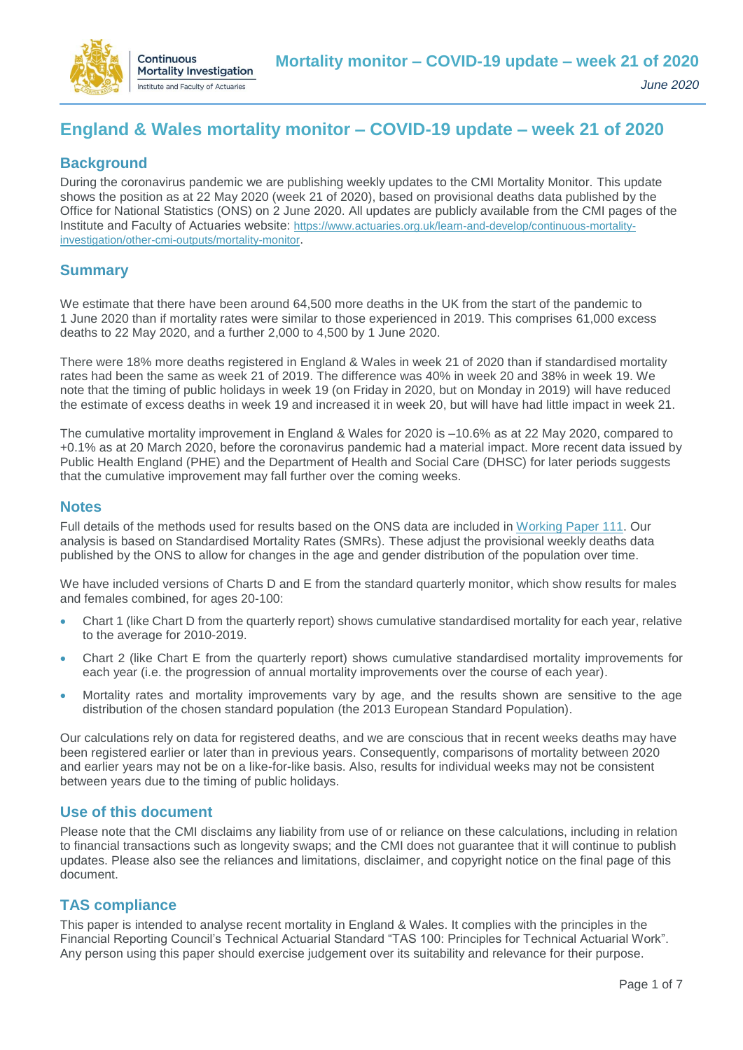# England & Wales mortality monitor – COVID-19 update – week 21 of 2020

## Background

During the coronavirus pandemic we are publishing weekly updates to the CMI Mortality Monitor. This update shows the position as at 22 May 2020 (week 21 of 2020), based on provisional deaths data published by the Office for National Statistics (ONS) on 2 June 2020. All updates are publicly available from the CMI pages of the Institute and Faculty of Actuaries website: https://www.actuaries.org.uk/learn-and-develop/continuous-mortality-investigation/other-cmi-outputs/mortality-monitor.

## Summary

We estimate that there have been around 64,500 more deaths in the UK from the start of the pandemic to 1 June 2020 than if mortality rates were similar to those experienced in 2019. This comprises 61,000 excess deaths to 22 May 2020, and a further 2,000 to 4,500 by 1 June 2020.

There were 18% more deaths registered in England & Wales in week 21 of 2020 than if standardised mortality rates had been the same as week 21 of 2019. The difference was 40% in week 20 and 38% in week 19. We note that the timing of public holidays in week 19 (on Friday in 2020, but on Monday in 2019) will have reduced the estimate of excess deaths in week 19 and increased it in week 20, but will have had little impact in week 21.

The cumulative mortality improvement in England & Wales for 2020 is –10.6% as at 22 May 2020, compared to +0.1% as at 20 March 2020, before the coronavirus pandemic had a material impact. More recent data issued by Public Health England (PHE) and the Department of Health and Social Care (DHSC) for later periods suggests that the cumulative improvement may fall further over the coming weeks.

## Notes

Full details of the methods used for results based on the ONS data are included in Working Paper 111. Our analysis is based on Standardised Mortality Rates (SMRs). These adjust the provisional weekly deaths data published by the ONS to allow for changes in the age and gender distribution of the population over time.

We have included versions of Charts D and E from the standard quarterly monitor, which show results for males and females combined, for ages 20-100:

- Chart 1 (like Chart D from the quarterly report) shows cumulative standardised mortality for each year, relative to the average for 2010-2019.
- Chart 2 (like Chart E from the quarterly report) shows cumulative standardised mortality improvements for each year (i.e. the progression of annual mortality improvements over the course of each year).
- Mortality rates and mortality improvements vary by age, and the results shown are sensitive to the age distribution of the chosen standard population (the 2013 European Standard Population).

Our calculations rely on data for registered deaths, and we are conscious that in recent weeks deaths may have been registered earlier or later than in previous years. Consequently, comparisons of mortality between 2020 and earlier years may not be on a like-for-like basis. Also, results for individual weeks may not be consistent between years due to the timing of public holidays.

## Use of this document

Please note that the CMI disclaims any liability from use of or reliance on these calculations, including in relation to financial transactions such as longevity swaps; and the CMI does not guarantee that it will continue to publish updates. Please also see the reliances and limitations, disclaimer, and copyright notice on the final page of this document.

## TAS compliance

This paper is intended to analyse recent mortality in England & Wales. It complies with the principles in the Financial Reporting Council's Technical Actuarial Standard "TAS 100: Principles for Technical Actuarial Work". Any person using this paper should exercise judgement over its suitability and relevance for their purpose.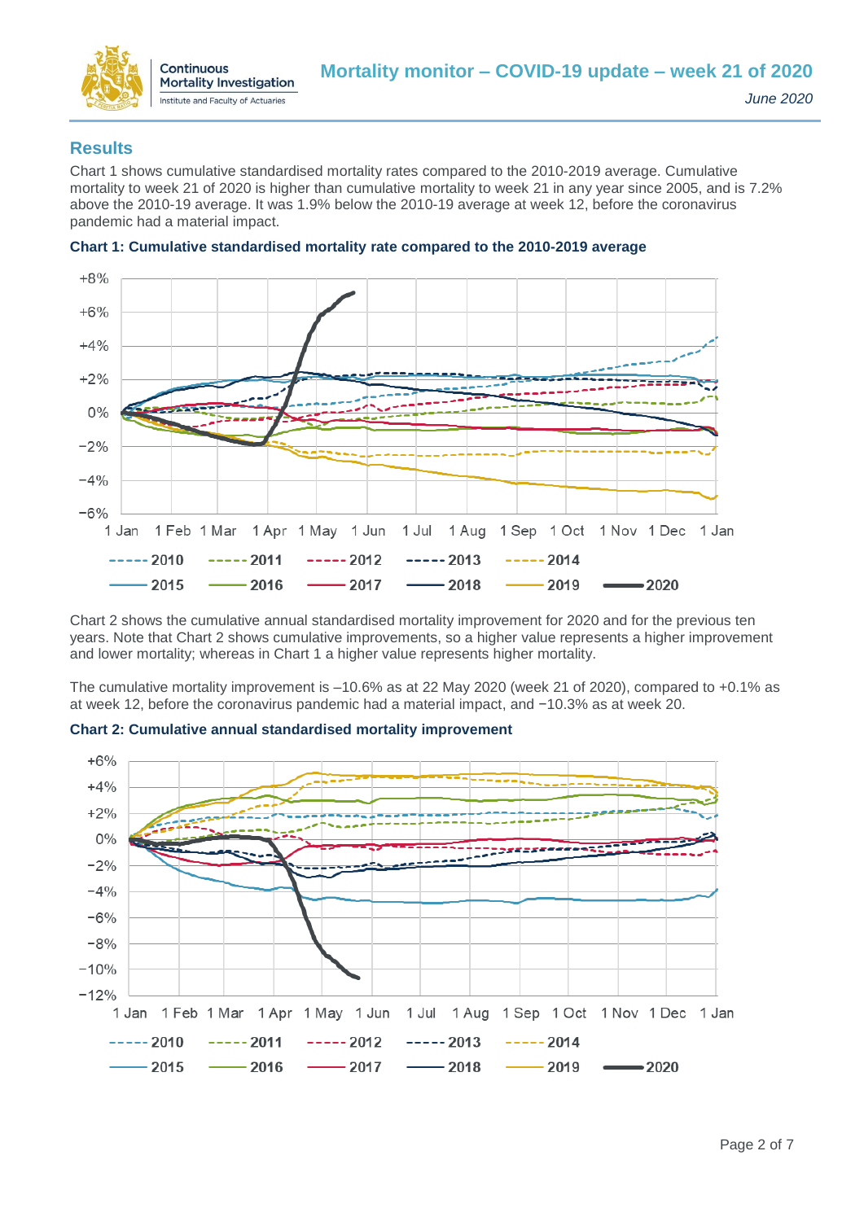## Results

Chart 1 shows cumulative standardised mortality rates compared to the 2010-2019 average. Cumulative mortality to week 21 of 2020 is higher than cumulative mortality to week 21 in any year since 2005, and is 7.2% above the 2010-19 average. It was 1.9% below the 2010-19 average at week 12, before the coronavirus pandemic had a material impact.

**Chart 1: Cumulative standardised mortality rate compared to the 2010-2019 average**

Chart 2 shows the cumulative annual standardised mortality improvement for 2020 and for the previous ten years. Note that Chart 2 shows cumulative improvements, so a higher value represents a higher improvement and lower mortality; whereas in Chart 1 a higher value represents higher mortality.

The cumulative mortality improvement is –10.6% as at 22 May 2020 (week 21 of 2020), compared to +0.1% as at week 12, before the coronavirus pandemic had a material impact, and −10.3% as at week 20.

**Chart 2: Cumulative annual standardised mortality improvement**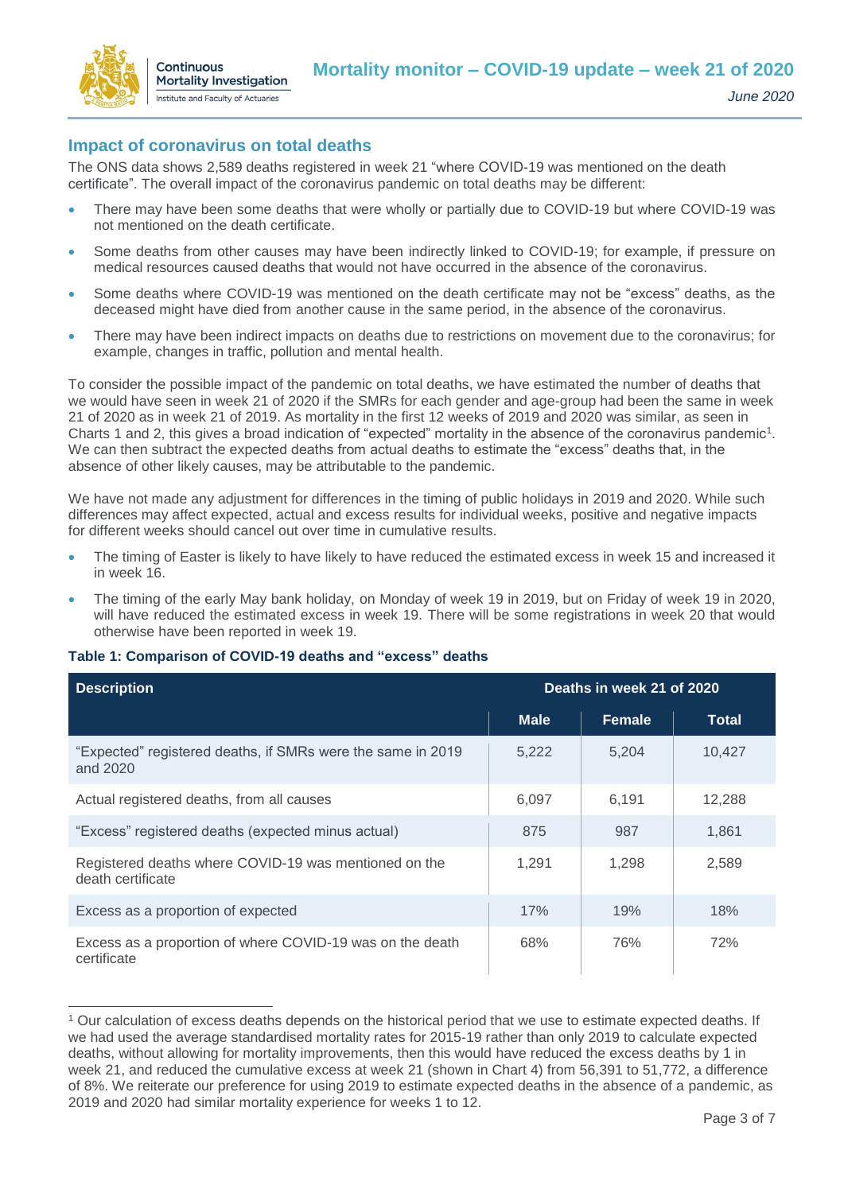## Impact of coronavirus on total deaths

The ONS data shows 2,589 deaths registered in week 21 "where COVID-19 was mentioned on the death certificate". The overall impact of the coronavirus pandemic on total deaths may be different:

- There may have been some deaths that were wholly or partially due to COVID-19 but where COVID-19 was not mentioned on the death certificate.
- Some deaths from other causes may have been indirectly linked to COVID-19; for example, if pressure on medical resources caused deaths that would not have occurred in the absence of the coronavirus.
- Some deaths where COVID-19 was mentioned on the death certificate may not be "excess" deaths, as the deceased might have died from another cause in the same period, in the absence of the coronavirus.
- There may have been indirect impacts on deaths due to restrictions on movement due to the coronavirus; for example, changes in traffic, pollution and mental health.

To consider the possible impact of the pandemic on total deaths, we have estimated the number of deaths that we would have seen in week 21 of 2020 if the SMRs for each gender and age-group had been the same in week 21 of 2020 as in week 21 of 2019. As mortality in the first 12 weeks of 2019 and 2020 was similar, as seen in Charts 1 and 2, this gives a broad indication of "expected" mortality in the absence of the coronavirus pandemic[1]. We can then subtract the expected deaths from actual deaths to estimate the "excess" deaths that, in the absence of other likely causes, may be attributable to the pandemic.

We have not made any adjustment for differences in the timing of public holidays in 2019 and 2020. While such differences may affect expected, actual and excess results for individual weeks, positive and negative impacts for different weeks should cancel out over time in cumulative results.

- The timing of Easter is likely to have likely to have reduced the estimated excess in week 15 and increased it in week 16.
- The timing of the early May bank holiday, on Monday of week 19 in 2019, but on Friday of week 19 in 2020, will have reduced the estimated excess in week 19. There will be some registrations in week 20 that would otherwise have been reported in week 19.

**Table 1: Comparison of COVID-19 deaths and "excess" deaths**

| Description | Deaths in week 21 of 2020 | | |
|---|---|---|---|
| | Male | Female | Total |
| "Expected" registered deaths, if SMRs were the same in 2019 and 2020 | 5,222 | 5,204 | 10,427 |
| Actual registered deaths, from all causes | 6,097 | 6,191 | 12,288 |
| "Excess" registered deaths (expected minus actual) | 875 | 987 | 1,861 |
| Registered deaths where COVID-19 was mentioned on the death certificate | 1,291 | 1,298 | 2,589 |
| Excess as a proportion of expected | 17% | 19% | 18% |
| Excess as a proportion of where COVID-19 was on the death certificate | 68% | 76% | 72% |

[1] Our calculation of excess deaths depends on the historical period that we use to estimate expected deaths. If we had used the average standardised mortality rates for 2015-19 rather than only 2019 to calculate expected deaths, without allowing for mortality improvements, then this would have reduced the excess deaths by 1 in week 21, and reduced the cumulative excess at week 21 (shown in Chart 4) from 56,391 to 51,772, a difference of 8%. We reiterate our preference for using 2019 to estimate expected deaths in the absence of a pandemic, as 2019 and 2020 had similar mortality experience for weeks 1 to 12.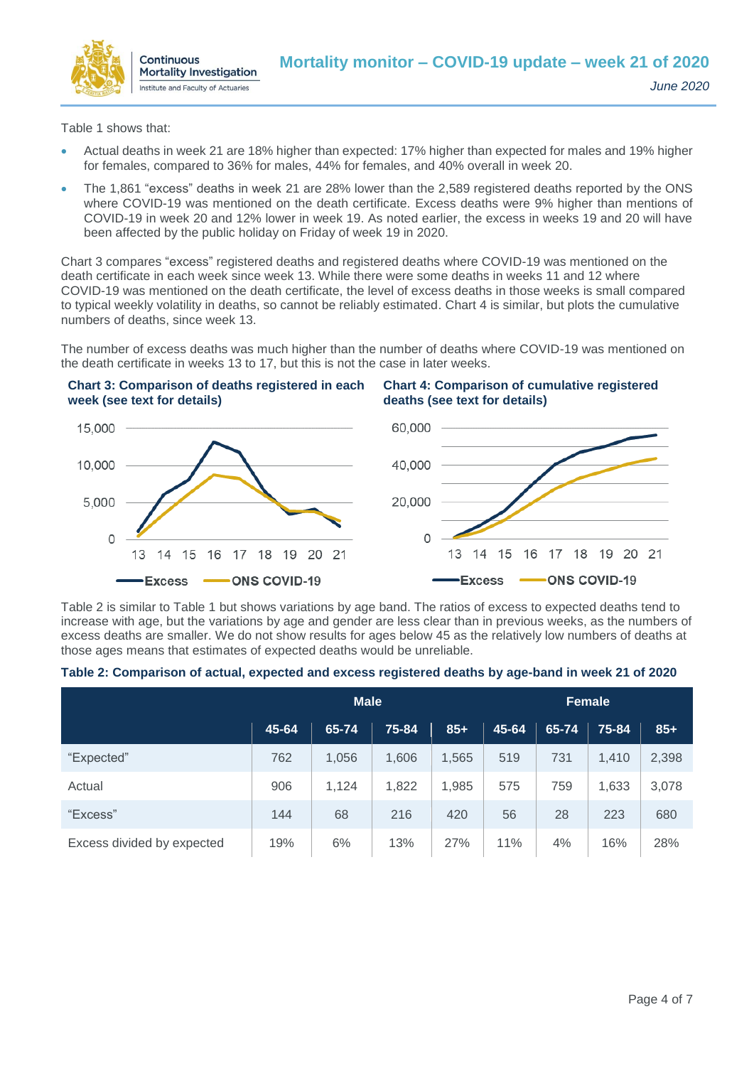Table 1 shows that:

- Actual deaths in week 21 are 18% higher than expected: 17% higher than expected for males and 19% higher for females, compared to 36% for males, 44% for females, and 40% overall in week 20.
- The 1,861 "excess" deaths in week 21 are 28% lower than the 2,589 registered deaths reported by the ONS where COVID-19 was mentioned on the death certificate. Excess deaths were 9% higher than mentions of COVID-19 in week 20 and 12% lower in week 19. As noted earlier, the excess in weeks 19 and 20 will have been affected by the public holiday on Friday of week 19 in 2020.

Chart 3 compares "excess" registered deaths and registered deaths where COVID-19 was mentioned on the death certificate in each week since week 13. While there were some deaths in weeks 11 and 12 where COVID-19 was mentioned on the death certificate, the level of excess deaths in those weeks is small compared to typical weekly volatility in deaths, so cannot be reliably estimated. Chart 4 is similar, but plots the cumulative numbers of deaths, since week 13.

The number of excess deaths was much higher than the number of deaths where COVID-19 was mentioned on the death certificate in weeks 13 to 17, but this is not the case in later weeks.

**Chart 3: Comparison of deaths registered in each week (see text for details)**

**Chart 4: Comparison of cumulative registered deaths (see text for details)**

Table 2 is similar to Table 1 but shows variations by age band. The ratios of excess to expected deaths tend to increase with age, but the variations by age and gender are less clear than in previous weeks, as the numbers of excess deaths are smaller. We do not show results for ages below 45 as the relatively low numbers of deaths at those ages means that estimates of expected deaths would be unreliable.

**Table 2: Comparison of actual, expected and excess registered deaths by age-band in week 21 of 2020**

| | Male | | | | Female | | | |
|---|---|---|---|---|---|---|---|---|
| | 45-64 | 65-74 | 75-84 | 85+ | 45-64 | 65-74 | 75-84 | 85+ |
| "Expected" | 762 | 1,056 | 1,606 | 1,565 | 519 | 731 | 1,410 | 2,398 |
| Actual | 906 | 1,124 | 1,822 | 1,985 | 575 | 759 | 1,633 | 3,078 |
| "Excess" | 144 | 68 | 216 | 420 | 56 | 28 | 223 | 680 |
| Excess divided by expected | 19% | 6% | 13% | 27% | 11% | 4% | 16% | 28% |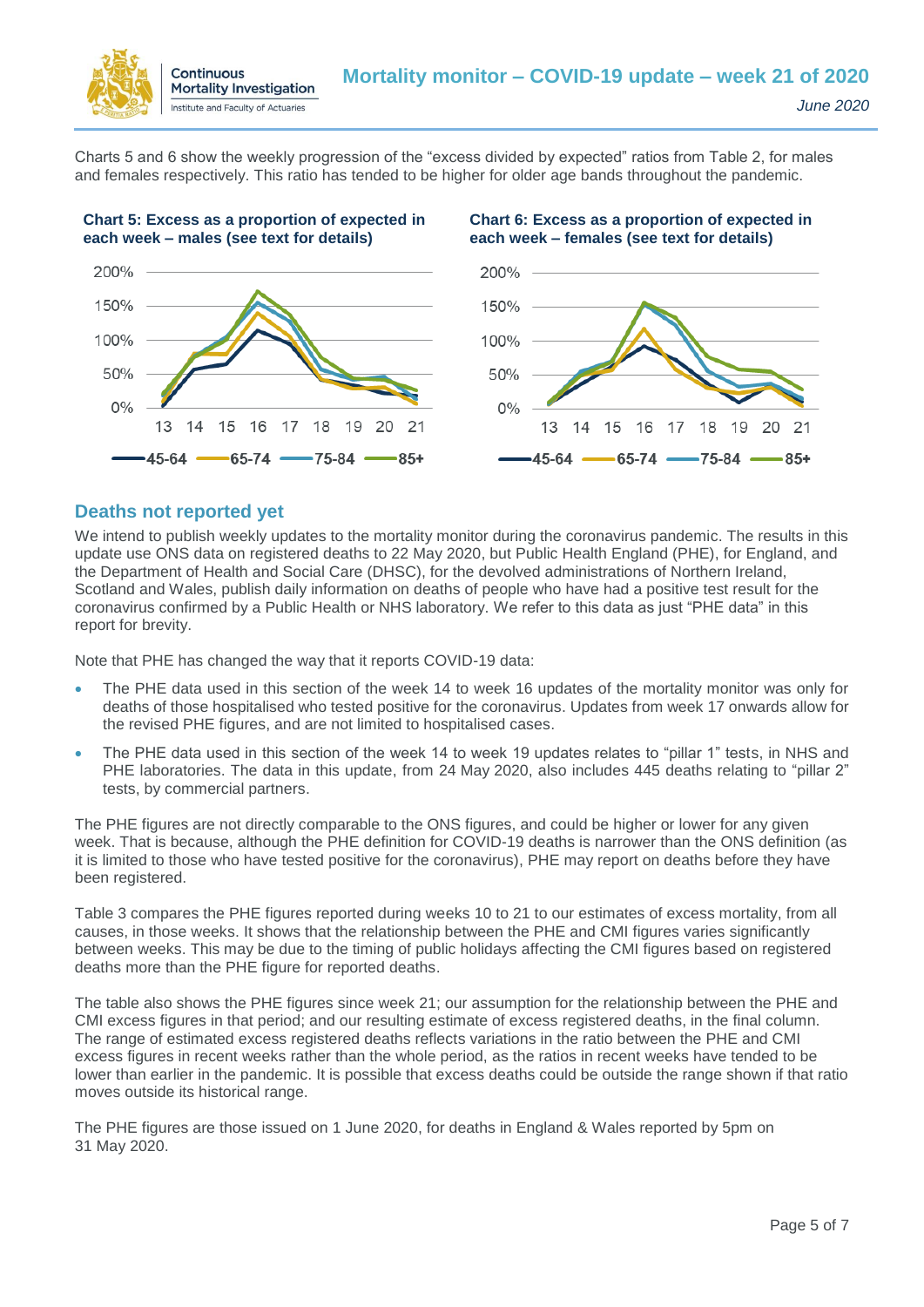Charts 5 and 6 show the weekly progression of the "excess divided by expected" ratios from Table 2, for males and females respectively. This ratio has tended to be higher for older age bands throughout the pandemic.

**Chart 5: Excess as a proportion of expected in each week – males (see text for details)**

**Chart 6: Excess as a proportion of expected in each week – females (see text for details)**

## Deaths not reported yet

We intend to publish weekly updates to the mortality monitor during the coronavirus pandemic. The results in this update use ONS data on registered deaths to 22 May 2020, but Public Health England (PHE), for England, and the Department of Health and Social Care (DHSC), for the devolved administrations of Northern Ireland, Scotland and Wales, publish daily information on deaths of people who have had a positive test result for the coronavirus confirmed by a Public Health or NHS laboratory. We refer to this data as just "PHE data" in this report for brevity.

Note that PHE has changed the way that it reports COVID-19 data:

- The PHE data used in this section of the week 14 to week 16 updates of the mortality monitor was only for deaths of those hospitalised who tested positive for the coronavirus. Updates from week 17 onwards allow for the revised PHE figures, and are not limited to hospitalised cases.
- The PHE data used in this section of the week 14 to week 19 updates relates to "pillar 1" tests, in NHS and PHE laboratories. The data in this update, from 24 May 2020, also includes 445 deaths relating to "pillar 2" tests, by commercial partners.

The PHE figures are not directly comparable to the ONS figures, and could be higher or lower for any given week. That is because, although the PHE definition for COVID-19 deaths is narrower than the ONS definition (as it is limited to those who have tested positive for the coronavirus), PHE may report on deaths before they have been registered.

Table 3 compares the PHE figures reported during weeks 10 to 21 to our estimates of excess mortality, from all causes, in those weeks. It shows that the relationship between the PHE and CMI figures varies significantly between weeks. This may be due to the timing of public holidays affecting the CMI figures based on registered deaths more than the PHE figure for reported deaths.

The table also shows the PHE figures since week 21; our assumption for the relationship between the PHE and CMI excess figures in that period; and our resulting estimate of excess registered deaths, in the final column. The range of estimated excess registered deaths reflects variations in the ratio between the PHE and CMI excess figures in recent weeks rather than the whole period, as the ratios in recent weeks have tended to be lower than earlier in the pandemic. It is possible that excess deaths could be outside the range shown if that ratio moves outside its historical range.

The PHE figures are those issued on 1 June 2020, for deaths in England & Wales reported by 5pm on 31 May 2020.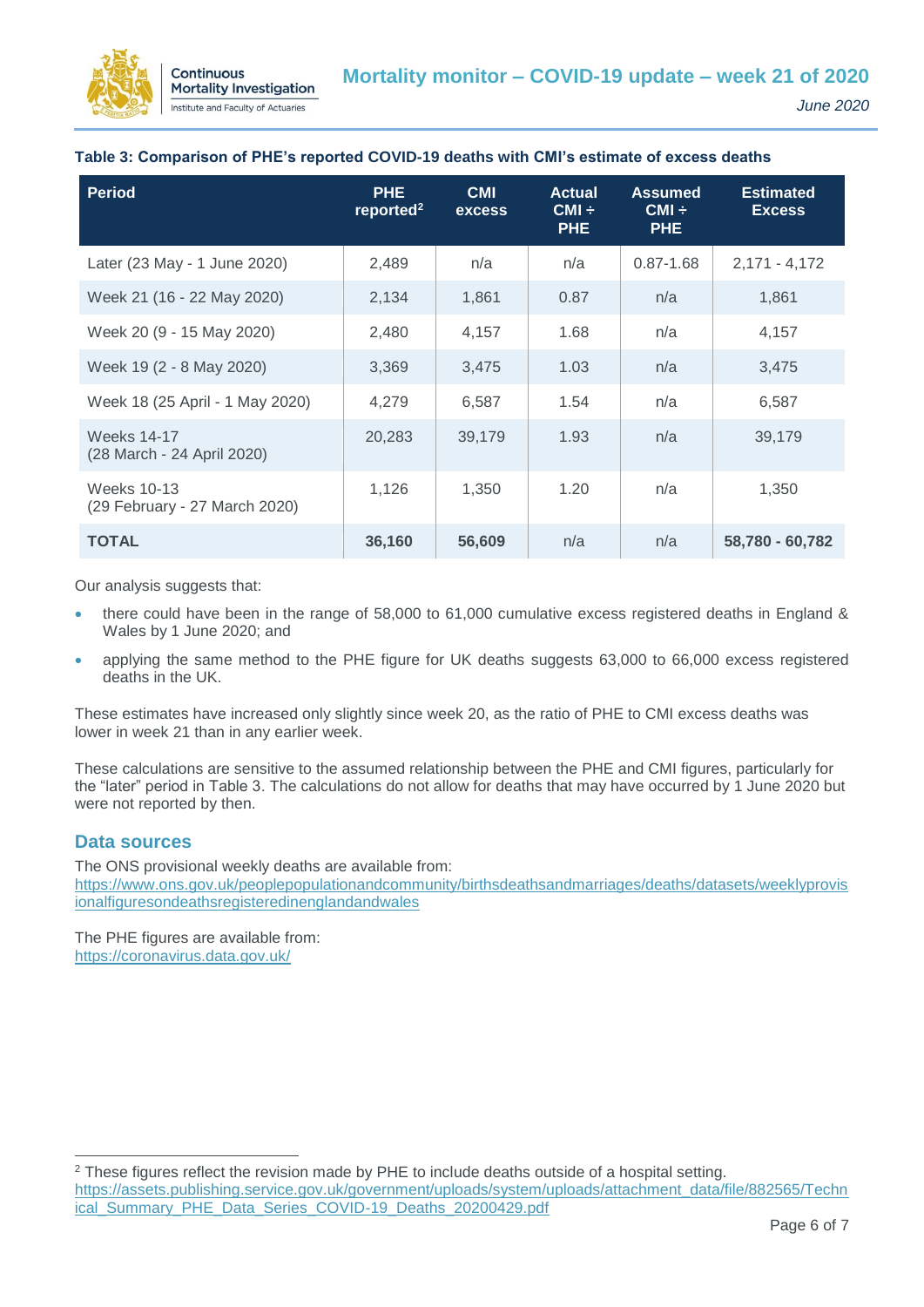**Table 3: Comparison of PHE's reported COVID-19 deaths with CMI's estimate of excess deaths**

| Period | PHE reported[2] | CMI excess | Actual CMI ÷ PHE | Assumed CMI ÷ PHE | Estimated Excess |
|---|---|---|---|---|---|
| Later (23 May - 1 June 2020) | 2,489 | n/a | n/a | 0.87-1.68 | 2,171 - 4,172 |
| Week 21 (16 - 22 May 2020) | 2,134 | 1,861 | 0.87 | n/a | 1,861 |
| Week 20 (9 - 15 May 2020) | 2,480 | 4,157 | 1.68 | n/a | 4,157 |
| Week 19 (2 - 8 May 2020) | 3,369 | 3,475 | 1.03 | n/a | 3,475 |
| Week 18 (25 April - 1 May 2020) | 4,279 | 6,587 | 1.54 | n/a | 6,587 |
| Weeks 14-17 (28 March - 24 April 2020) | 20,283 | 39,179 | 1.93 | n/a | 39,179 |
| Weeks 10-13 (29 February - 27 March 2020) | 1,126 | 1,350 | 1.20 | n/a | 1,350 |
| **TOTAL** | **36,160** | **56,609** | n/a | n/a | **58,780 - 60,782** |

Our analysis suggests that:

- there could have been in the range of 58,000 to 61,000 cumulative excess registered deaths in England & Wales by 1 June 2020; and
- applying the same method to the PHE figure for UK deaths suggests 63,000 to 66,000 excess registered deaths in the UK.

These estimates have increased only slightly since week 20, as the ratio of PHE to CMI excess deaths was lower in week 21 than in any earlier week.

These calculations are sensitive to the assumed relationship between the PHE and CMI figures, particularly for the "later" period in Table 3. The calculations do not allow for deaths that may have occurred by 1 June 2020 but were not reported by then.

## Data sources

The ONS provisional weekly deaths are available from:
https://www.ons.gov.uk/peoplepopulationandcommunity/birthsdeathsandmarriages/deaths/datasets/weeklyprovisionalfiguresondeathsregisteredinenglandandwales

The PHE figures are available from:
https://coronavirus.data.gov.uk/

[2] These figures reflect the revision made by PHE to include deaths outside of a hospital setting.
https://assets.publishing.service.gov.uk/government/uploads/system/uploads/attachment_data/file/882565/Technical_Summary_PHE_Data_Series_COVID-19_Deaths_20200429.pdf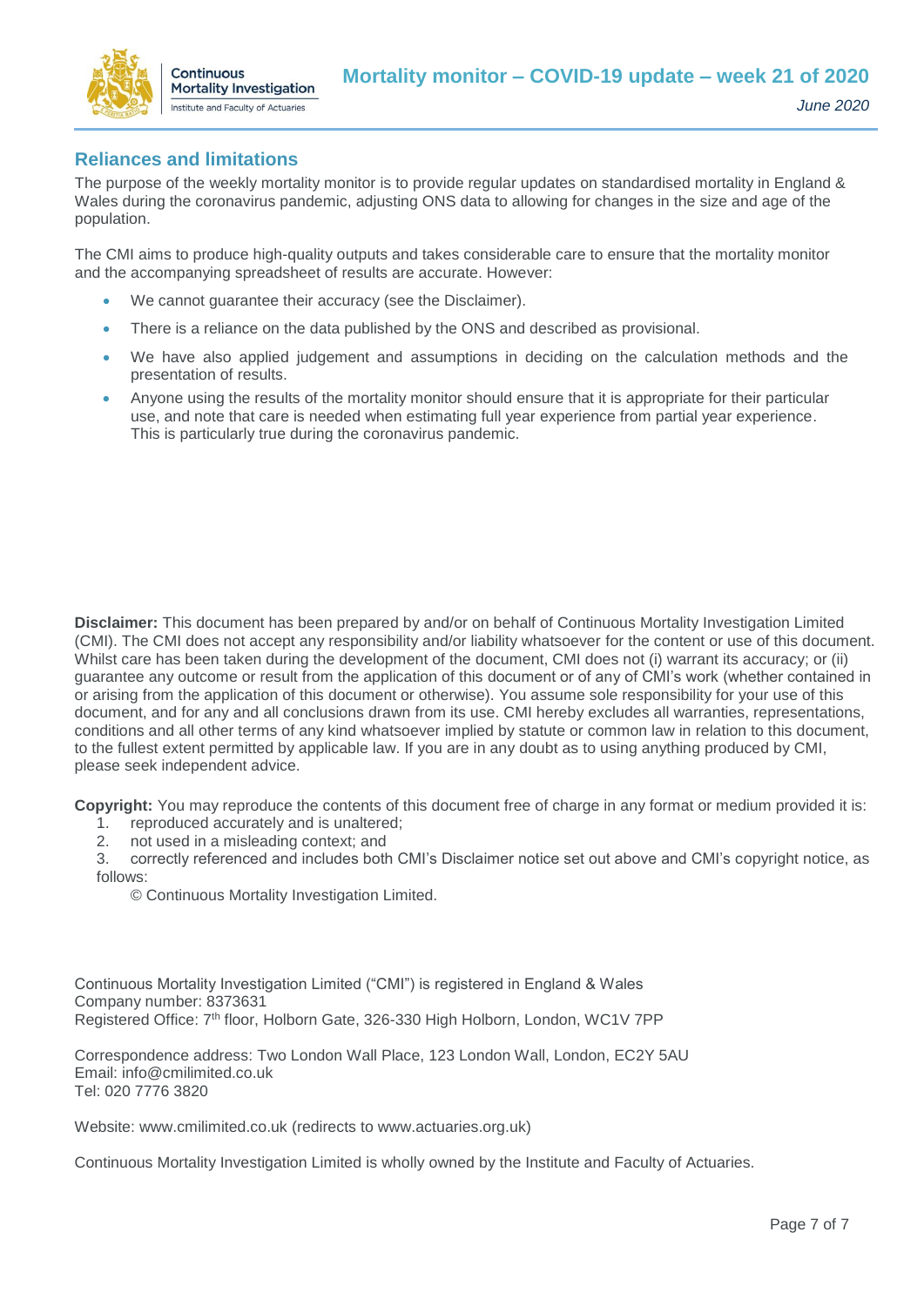## Reliances and limitations

The purpose of the weekly mortality monitor is to provide regular updates on standardised mortality in England & Wales during the coronavirus pandemic, adjusting ONS data to allowing for changes in the size and age of the population.

The CMI aims to produce high-quality outputs and takes considerable care to ensure that the mortality monitor and the accompanying spreadsheet of results are accurate. However:

- We cannot guarantee their accuracy (see the Disclaimer).
- There is a reliance on the data published by the ONS and described as provisional.
- We have also applied judgement and assumptions in deciding on the calculation methods and the presentation of results.
- Anyone using the results of the mortality monitor should ensure that it is appropriate for their particular use, and note that care is needed when estimating full year experience from partial year experience. This is particularly true during the coronavirus pandemic.

**Disclaimer:** This document has been prepared by and/or on behalf of Continuous Mortality Investigation Limited (CMI). The CMI does not accept any responsibility and/or liability whatsoever for the content or use of this document. Whilst care has been taken during the development of the document, CMI does not (i) warrant its accuracy; or (ii) guarantee any outcome or result from the application of this document or of any of CMI's work (whether contained in or arising from the application of this document or otherwise). You assume sole responsibility for your use of this document, and for any and all conclusions drawn from its use. CMI hereby excludes all warranties, representations, conditions and all other terms of any kind whatsoever implied by statute or common law in relation to this document, to the fullest extent permitted by applicable law. If you are in any doubt as to using anything produced by CMI, please seek independent advice.

**Copyright:** You may reproduce the contents of this document free of charge in any format or medium provided it is:

1. reproduced accurately and is unaltered;
2. not used in a misleading context; and
3. correctly referenced and includes both CMI's Disclaimer notice set out above and CMI's copyright notice, as follows:

   © Continuous Mortality Investigation Limited.

Continuous Mortality Investigation Limited ("CMI") is registered in England & Wales
Company number: 8373631
Registered Office: 7th floor, Holborn Gate, 326-330 High Holborn, London, WC1V 7PP

Correspondence address: Two London Wall Place, 123 London Wall, London, EC2Y 5AU
Email: info@cmilimited.co.uk
Tel: 020 7776 3820

Website: www.cmilimited.co.uk (redirects to www.actuaries.org.uk)

Continuous Mortality Investigation Limited is wholly owned by the Institute and Faculty of Actuaries.